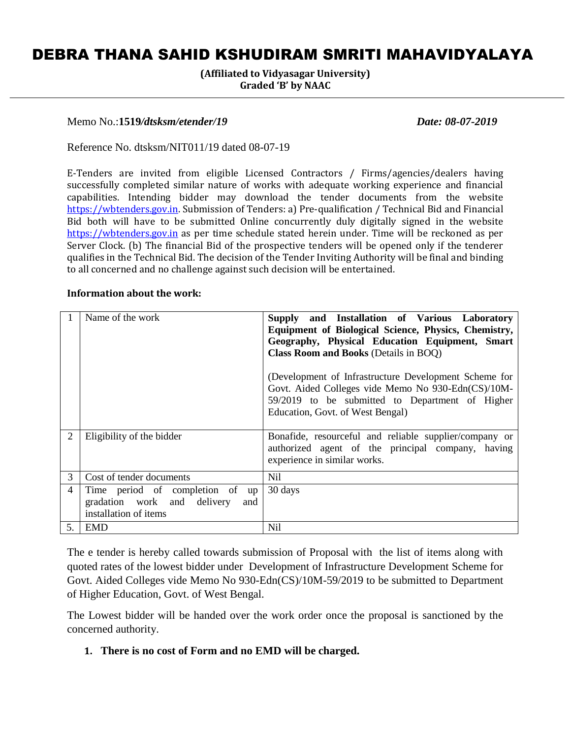# DEBRA THANA SAHID KSHUDIRAM SMRITI MAHAVIDYALAYA

**(Affiliated to Vidyasagar University)**
**Graded 'B' by NAAC**

---

Memo No.:**1519*/dtsksm/etender/19*** ***Date: 08-07-2019***

Reference No. dtsksm/NIT011/19 dated 08-07-19

E-Tenders are invited from eligible Licensed Contractors / Firms/agencies/dealers having successfully completed similar nature of works with adequate working experience and financial capabilities. Intending bidder may download the tender documents from the website https://wbtenders.gov.in. Submission of Tenders: a) Pre-qualification / Technical Bid and Financial Bid both will have to be submitted Online concurrently duly digitally signed in the website https://wbtenders.gov.in as per time schedule stated herein under. Time will be reckoned as per Server Clock. (b) The financial Bid of the prospective tenders will be opened only if the tenderer qualifies in the Technical Bid. The decision of the Tender Inviting Authority will be final and binding to all concerned and no challenge against such decision will be entertained.

**Information about the work:**

| | | |
|---|---|---|
| 1 | Name of the work | **Supply and Installation of Various Laboratory Equipment of Biological Science, Physics, Chemistry, Geography, Physical Education Equipment, Smart Class Room and Books** (Details in BOQ)<br><br>(Development of Infrastructure Development Scheme for Govt. Aided Colleges vide Memo No 930-Edn(CS)/10M-59/2019 to be submitted to Department of Higher Education, Govt. of West Bengal) |
| 2 | Eligibility of the bidder | Bonafide, resourceful and reliable supplier/company or authorized agent of the principal company, having experience in similar works. |
| 3 | Cost of tender documents | Nil |
| 4 | Time period of completion of up gradation work and delivery and installation of items | 30 days |
| 5. | EMD | Nil |

The e tender is hereby called towards submission of Proposal with the list of items along with quoted rates of the lowest bidder under Development of Infrastructure Development Scheme for Govt. Aided Colleges vide Memo No 930-Edn(CS)/10M-59/2019 to be submitted to Department of Higher Education, Govt. of West Bengal.

The Lowest bidder will be handed over the work order once the proposal is sanctioned by the concerned authority.

1. **There is no cost of Form and no EMD will be charged.**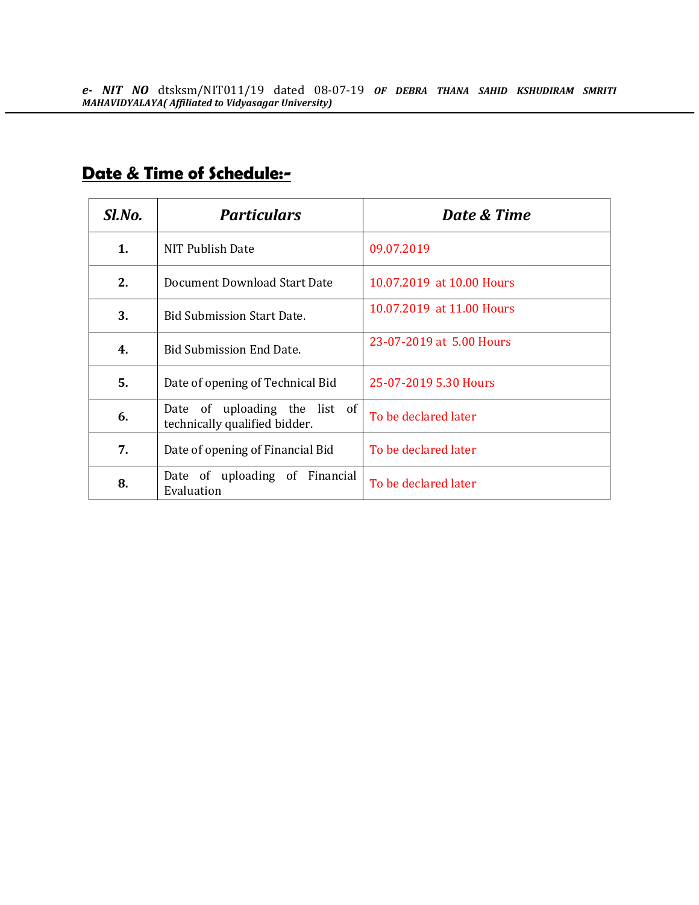## Date & Time of Schedule:-

| Sl.No. | Particulars | Date & Time |
|---|---|---|
| 1. | NIT Publish Date | 09.07.2019 |
| 2. | Document Download Start Date | 10.07.2019 at 10.00 Hours |
| 3. | Bid Submission Start Date. | 10.07.2019 at 11.00 Hours |
| 4. | Bid Submission End Date. | 23-07-2019 at 5.00 Hours |
| 5. | Date of opening of Technical Bid | 25-07-2019 5.30 Hours |
| 6. | Date of uploading the list of technically qualified bidder. | To be declared later |
| 7. | Date of opening of Financial Bid | To be declared later |
| 8. | Date of uploading of Financial Evaluation | To be declared later |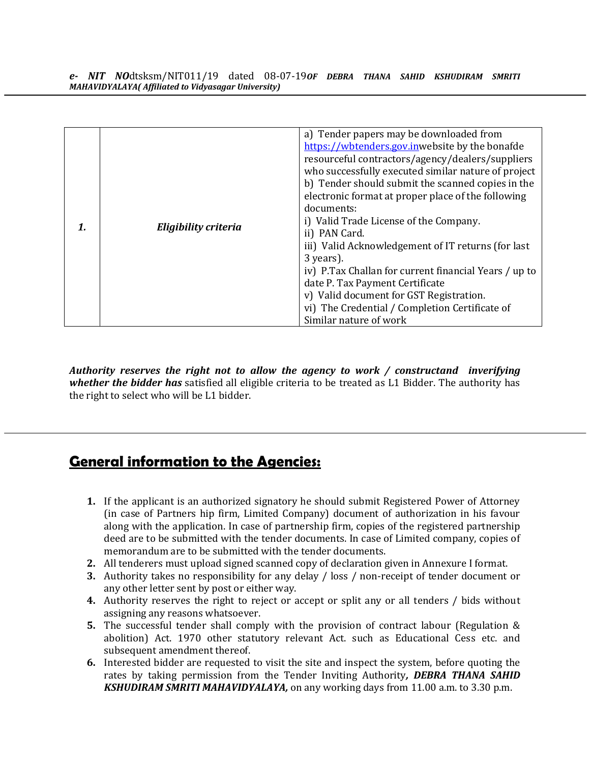| 1. | Eligibility criteria | a) Tender papers may be downloaded from https://wbtenders.gov.inwebsite by the bonafde resourceful contractors/agency/dealers/suppliers who successfully executed similar nature of project<br>b) Tender should submit the scanned copies in the electronic format at proper place of the following documents:<br>i) Valid Trade License of the Company.<br>ii) PAN Card.<br>iii) Valid Acknowledgement of IT returns (for last 3 years).<br>iv) P.Tax Challan for current financial Years / up to date P. Tax Payment Certificate<br>v) Valid document for GST Registration.<br>vi) The Credential / Completion Certificate of Similar nature of work |
|---|---|---|

***Authority reserves the right not to allow the agency to work / constructand inverifying whether the bidder has*** satisfied all eligible criteria to be treated as L1 Bidder. The authority has the right to select who will be L1 bidder.

## General information to the Agencies:

1. If the applicant is an authorized signatory he should submit Registered Power of Attorney (in case of Partners hip firm, Limited Company) document of authorization in his favour along with the application. In case of partnership firm, copies of the registered partnership deed are to be submitted with the tender documents. In case of Limited company, copies of memorandum are to be submitted with the tender documents.
2. All tenderers must upload signed scanned copy of declaration given in Annexure I format.
3. Authority takes no responsibility for any delay / loss / non-receipt of tender document or any other letter sent by post or either way.
4. Authority reserves the right to reject or accept or split any or all tenders / bids without assigning any reasons whatsoever.
5. The successful tender shall comply with the provision of contract labour (Regulation & abolition) Act. 1970 other statutory relevant Act. such as Educational Cess etc. and subsequent amendment thereof.
6. Interested bidder are requested to visit the site and inspect the system, before quoting the rates by taking permission from the Tender Inviting Authority***, DEBRA THANA SAHID KSHUDIRAM SMRITI MAHAVIDYALAYA,*** on any working days from 11.00 a.m. to 3.30 p.m.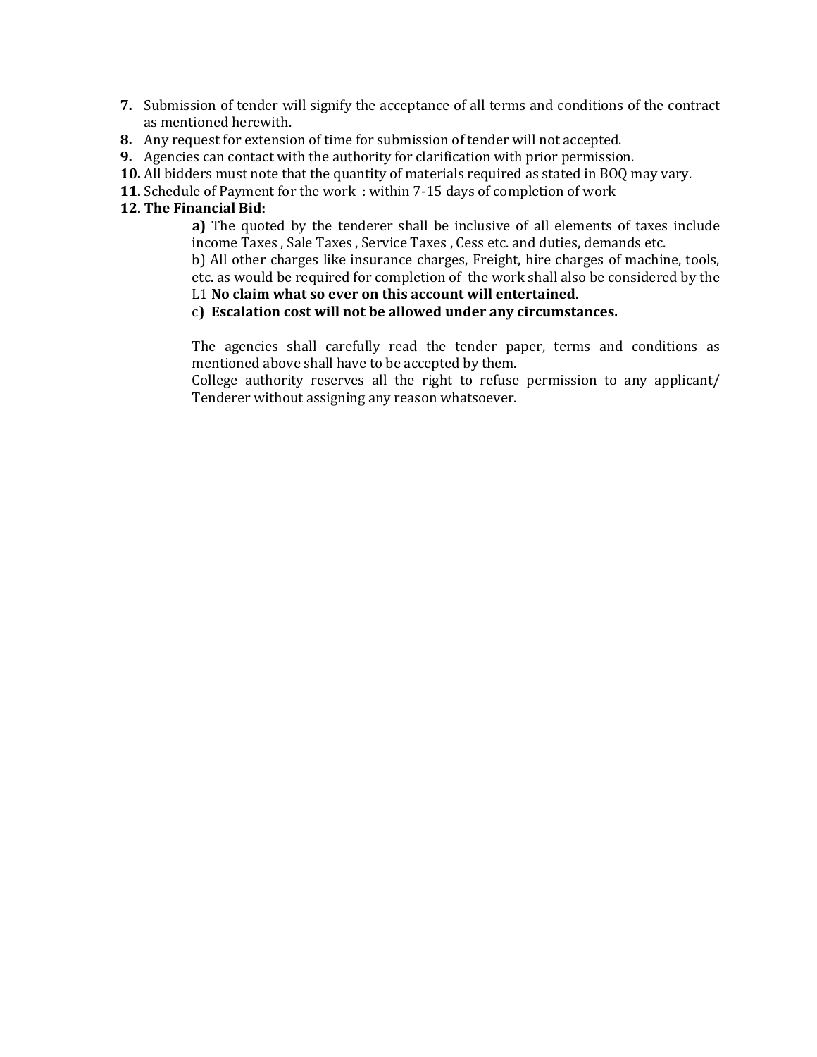7. Submission of tender will signify the acceptance of all terms and conditions of the contract as mentioned herewith.
8. Any request for extension of time for submission of tender will not accepted.
9. Agencies can contact with the authority for clarification with prior permission.
10. All bidders must note that the quantity of materials required as stated in BOQ may vary.
11. Schedule of Payment for the work : within 7-15 days of completion of work
12. **The Financial Bid:**

    **a)** The quoted by the tenderer shall be inclusive of all elements of taxes include income Taxes , Sale Taxes , Service Taxes , Cess etc. and duties, demands etc.

    b) All other charges like insurance charges, Freight, hire charges of machine, tools, etc. as would be required for completion of the work shall also be considered by the L1 **No claim what so ever on this account will entertained.**

    c**) Escalation cost will not be allowed under any circumstances.**

    The agencies shall carefully read the tender paper, terms and conditions as mentioned above shall have to be accepted by them.

    College authority reserves all the right to refuse permission to any applicant/ Tenderer without assigning any reason whatsoever.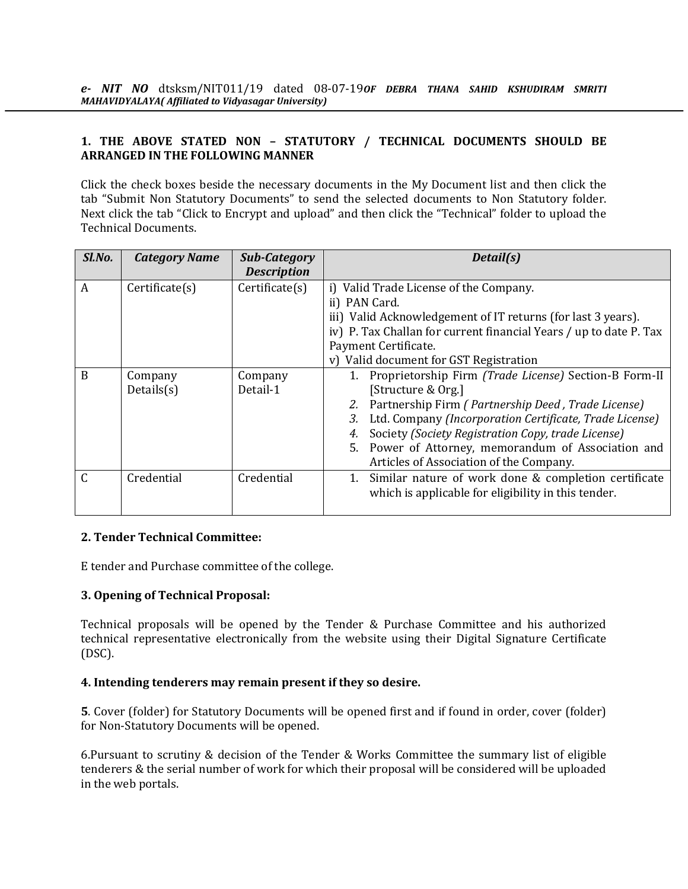**1. THE ABOVE STATED NON – STATUTORY / TECHNICAL DOCUMENTS SHOULD BE ARRANGED IN THE FOLLOWING MANNER**

Click the check boxes beside the necessary documents in the My Document list and then click the tab "Submit Non Statutory Documents" to send the selected documents to Non Statutory folder. Next click the tab "Click to Encrypt and upload" and then click the "Technical" folder to upload the Technical Documents.

| ***Sl.No.*** | ***Category Name*** | ***Sub-Category Description*** | ***Detail(s)*** |
|---|---|---|---|
| A | Certificate(s) | Certificate(s) | i) Valid Trade License of the Company.<br>ii) PAN Card.<br>iii) Valid Acknowledgement of IT returns (for last 3 years).<br>iv) P. Tax Challan for current financial Years / up to date P. Tax Payment Certificate.<br>v) Valid document for GST Registration |
| B | Company Details(s) | Company Detail-1 | 1. Proprietorship Firm *(Trade License)* Section-B Form-II [Structure & Org.]<br>2. Partnership Firm *( Partnership Deed , Trade License)*<br>3. Ltd. Company *(Incorporation Certificate, Trade License)*<br>4. Society *(Society Registration Copy, trade License)*<br>5. Power of Attorney, memorandum of Association and Articles of Association of the Company. |
| C | Credential | Credential | 1. Similar nature of work done & completion certificate which is applicable for eligibility in this tender. |

**2. Tender Technical Committee:**

E tender and Purchase committee of the college.

**3. Opening of Technical Proposal:**

Technical proposals will be opened by the Tender & Purchase Committee and his authorized technical representative electronically from the website using their Digital Signature Certificate (DSC).

**4. Intending tenderers may remain present if they so desire.**

**5**. Cover (folder) for Statutory Documents will be opened first and if found in order, cover (folder) for Non-Statutory Documents will be opened.

6.Pursuant to scrutiny & decision of the Tender & Works Committee the summary list of eligible tenderers & the serial number of work for which their proposal will be considered will be uploaded in the web portals.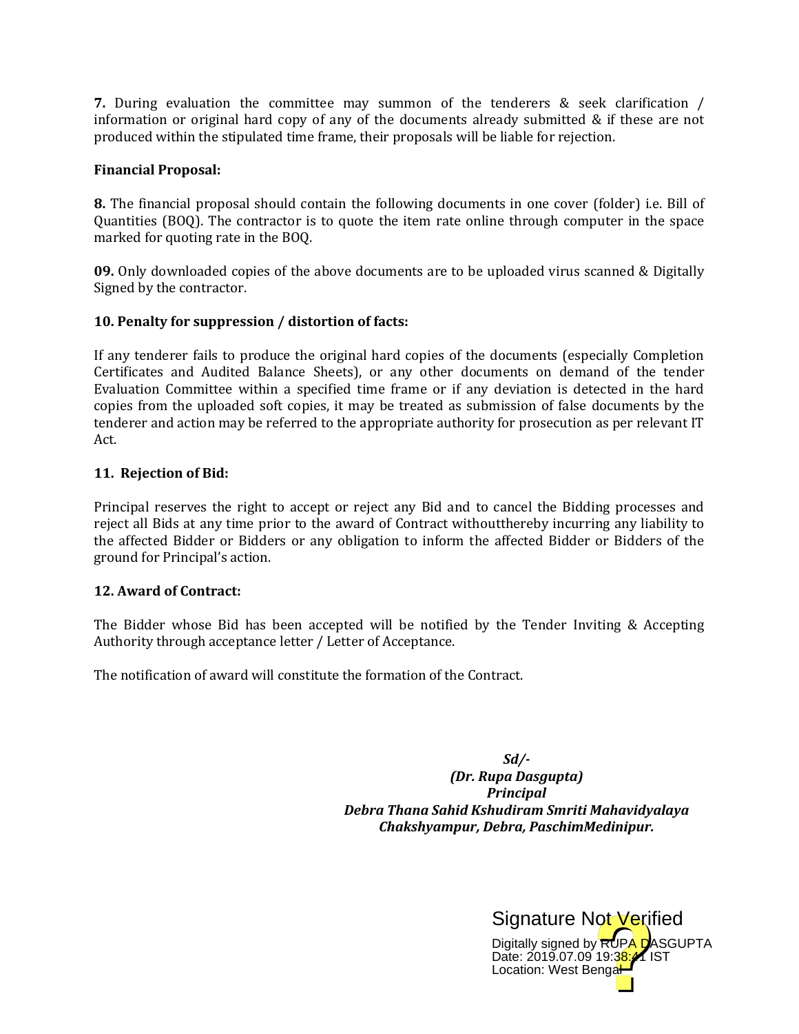**7.** During evaluation the committee may summon of the tenderers & seek clarification / information or original hard copy of any of the documents already submitted & if these are not produced within the stipulated time frame, their proposals will be liable for rejection.

**Financial Proposal:**

**8.** The financial proposal should contain the following documents in one cover (folder) i.e. Bill of Quantities (BOQ). The contractor is to quote the item rate online through computer in the space marked for quoting rate in the BOQ.

**09.** Only downloaded copies of the above documents are to be uploaded virus scanned & Digitally Signed by the contractor.

**10. Penalty for suppression / distortion of facts:**

If any tenderer fails to produce the original hard copies of the documents (especially Completion Certificates and Audited Balance Sheets), or any other documents on demand of the tender Evaluation Committee within a specified time frame or if any deviation is detected in the hard copies from the uploaded soft copies, it may be treated as submission of false documents by the tenderer and action may be referred to the appropriate authority for prosecution as per relevant IT Act.

**11. Rejection of Bid:**

Principal reserves the right to accept or reject any Bid and to cancel the Bidding processes and reject all Bids at any time prior to the award of Contract withoutthereby incurring any liability to the affected Bidder or Bidders or any obligation to inform the affected Bidder or Bidders of the ground for Principal's action.

**12. Award of Contract:**

The Bidder whose Bid has been accepted will be notified by the Tender Inviting & Accepting Authority through acceptance letter / Letter of Acceptance.

The notification of award will constitute the formation of the Contract.

***Sd/-***
***(Dr. Rupa Dasgupta)***
***Principal***
***Debra Thana Sahid Kshudiram Smriti Mahavidyalaya***
***Chakshyampur, Debra, PaschimMedinipur.***

Signature Not Verified
Digitally signed by RUPA DASGUPTA
Date: 2019.07.09 19:38:41 IST
Location: West Bengal